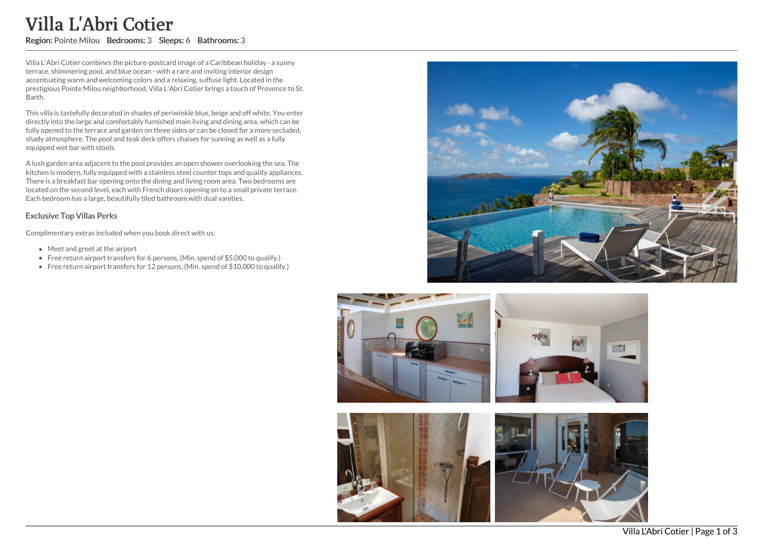# Villa L'Abri Cotier

**Region:** Pointe Milou **Bedrooms:** 3 **Sleeps:** 6 **Bathrooms:** 3

Villa L'Abri Cotier combines the picture-postcard image of a Caribbean holiday - a sunny terrace, shimmering pool, and blue ocean - with a rare and inviting interior design accentuating warm and welcoming colors and a relaxing, suffuse light. Located in the prestigious Pointe Milou neighborhood, Villa L'Abri Cotier brings a touch of Provence to St. Barth.

This villa is tastefully decorated in shades of periwinkle blue, beige and off white. You enter directly into the large and comfortably furnished main living and dining area, which can be fully opened to the terrace and garden on three sides or can be closed for a more secluded, shady atmosphere. The pool and teak deck offers chaises for sunning as well as a fully equipped wet bar with stools.

A lush garden area adjacent to the pool provides an open shower overlooking the sea. The kitchen is modern, fully equipped with a stainless steel counter tops and quality appliances. There is a breakfast bar opening onto the dining and living room area. Two bedrooms are located on the second level, each with French doors opening on to a small private terrace. Each bedroom has a large, beautifully tiled bathroom with dual vanities.

### Exclusive Top Villas Perks

Complimentary extras included when you book direct with us:

- Meet and greet at the airport
- Free return airport transfers for 6 persons, (Min. spend of $5,000 to qualify.)
- Free return airport transfers for 12 persons, (Min. spend of $10,000 to qualify.)